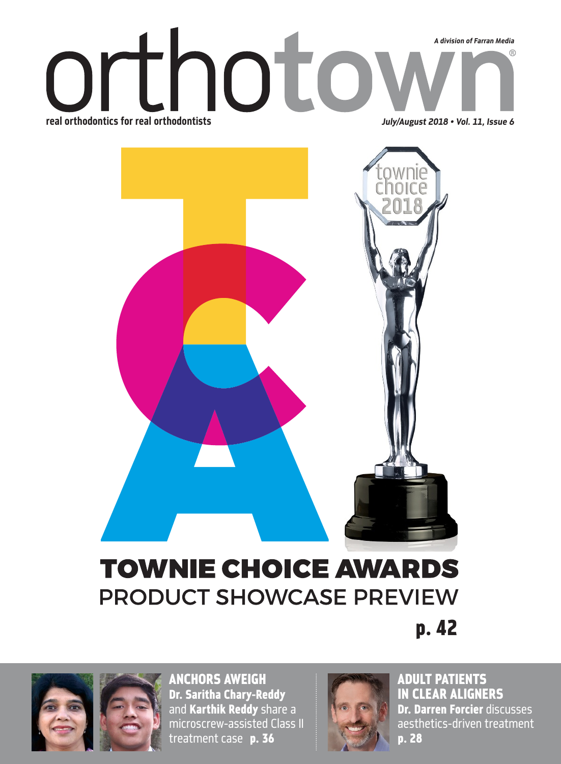# orthotown

*A division of Farran Media*

**real orthodontics for real orthodontists**

***July/August 2018 • Vol. 11, Issue 6***

townie choice 2018

## TOWNIE CHOICE AWARDS

### PRODUCT SHOWCASE PREVIEW

**p. 42**

### ANCHORS AWEIGH

**Dr. Saritha Chary-Reddy** and **Karthik Reddy** share a microscrew-assisted Class II treatment case **p. 36**

### ADULT PATIENTS IN CLEAR ALIGNERS

**Dr. Darren Forcier** discusses aesthetics-driven treatment **p. 28**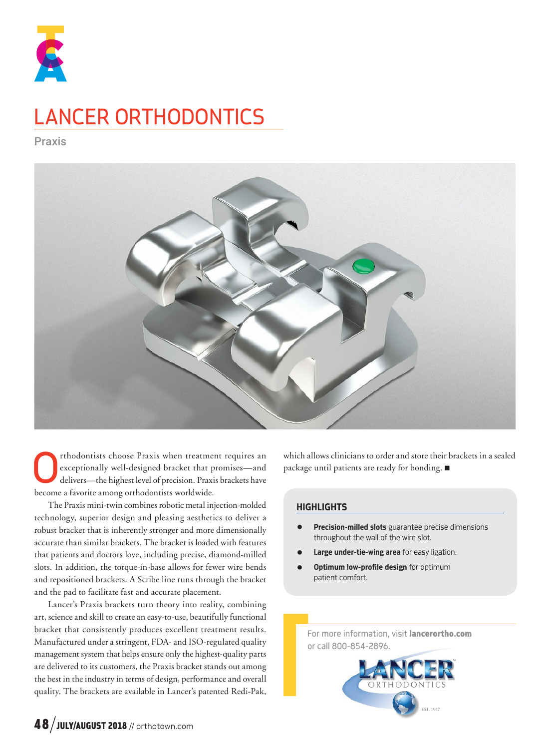# LANCER ORTHODONTICS

Praxis

Orthodontists choose Praxis when treatment requires an exceptionally well-designed bracket that promises—and delivers—the highest level of precision. Praxis brackets have become a favorite among orthodontists worldwide.

The Praxis mini-twin combines robotic metal injection-molded technology, superior design and pleasing aesthetics to deliver a robust bracket that is inherently stronger and more dimensionally accurate than similar brackets. The bracket is loaded with features that patients and doctors love, including precise, diamond-milled slots. In addition, the torque-in-base allows for fewer wire bends and repositioned brackets. A Scribe line runs through the bracket and the pad to facilitate fast and accurate placement.

Lancer's Praxis brackets turn theory into reality, combining art, science and skill to create an easy-to-use, beautifully functional bracket that consistently produces excellent treatment results. Manufactured under a stringent, FDA- and ISO-regulated quality management system that helps ensure only the highest-quality parts are delivered to its customers, the Praxis bracket stands out among the best in the industry in terms of design, performance and overall quality. The brackets are available in Lancer's patented Redi-Pak, which allows clinicians to order and store their brackets in a sealed package until patients are ready for bonding. ■

## HIGHLIGHTS

- **Precision-milled slots** guarantee precise dimensions throughout the wall of the wire slot.
- **Large under-tie-wing area** for easy ligation.
- **Optimum low-profile design** for optimum patient comfort.

For more information, visit **lancerortho.com** or call 800-854-2896.

LANCER ORTHODONTICS EST. 1967